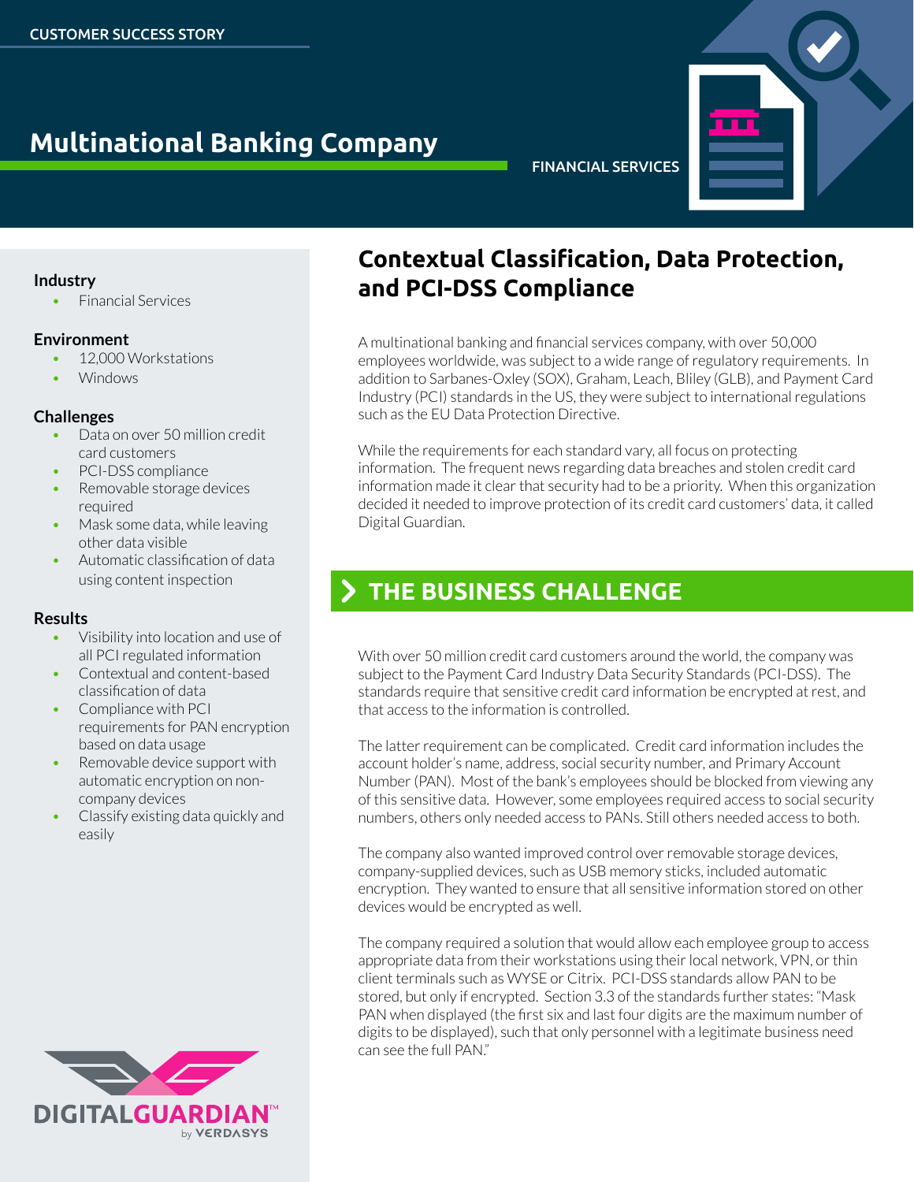CUSTOMER SUCCESS STORY

# Multinational Banking Company

FINANCIAL SERVICES

### Industry

- Financial Services

### Environment

- 12,000 Workstations
- Windows

### Challenges

- Data on over 50 million credit card customers
- PCI-DSS compliance
- Removable storage devices required
- Mask some data, while leaving other data visible
- Automatic classification of data using content inspection

### Results

- Visibility into location and use of all PCI regulated information
- Contextual and content-based classification of data
- Compliance with PCI requirements for PAN encryption based on data usage
- Removable device support with automatic encryption on non-company devices
- Classify existing data quickly and easily

DIGITALGUARDIAN™ by VERDASYS

## Contextual Classification, Data Protection, and PCI-DSS Compliance

A multinational banking and financial services company, with over 50,000 employees worldwide, was subject to a wide range of regulatory requirements. In addition to Sarbanes-Oxley (SOX), Graham, Leach, Bliley (GLB), and Payment Card Industry (PCI) standards in the US, they were subject to international regulations such as the EU Data Protection Directive.

While the requirements for each standard vary, all focus on protecting information. The frequent news regarding data breaches and stolen credit card information made it clear that security had to be a priority. When this organization decided it needed to improve protection of its credit card customers' data, it called Digital Guardian.

## THE BUSINESS CHALLENGE

With over 50 million credit card customers around the world, the company was subject to the Payment Card Industry Data Security Standards (PCI-DSS). The standards require that sensitive credit card information be encrypted at rest, and that access to the information is controlled.

The latter requirement can be complicated. Credit card information includes the account holder's name, address, social security number, and Primary Account Number (PAN). Most of the bank's employees should be blocked from viewing any of this sensitive data. However, some employees required access to social security numbers, others only needed access to PANs. Still others needed access to both.

The company also wanted improved control over removable storage devices, company-supplied devices, such as USB memory sticks, included automatic encryption. They wanted to ensure that all sensitive information stored on other devices would be encrypted as well.

The company required a solution that would allow each employee group to access appropriate data from their workstations using their local network, VPN, or thin client terminals such as WYSE or Citrix. PCI-DSS standards allow PAN to be stored, but only if encrypted. Section 3.3 of the standards further states: "Mask PAN when displayed (the first six and last four digits are the maximum number of digits to be displayed), such that only personnel with a legitimate business need can see the full PAN."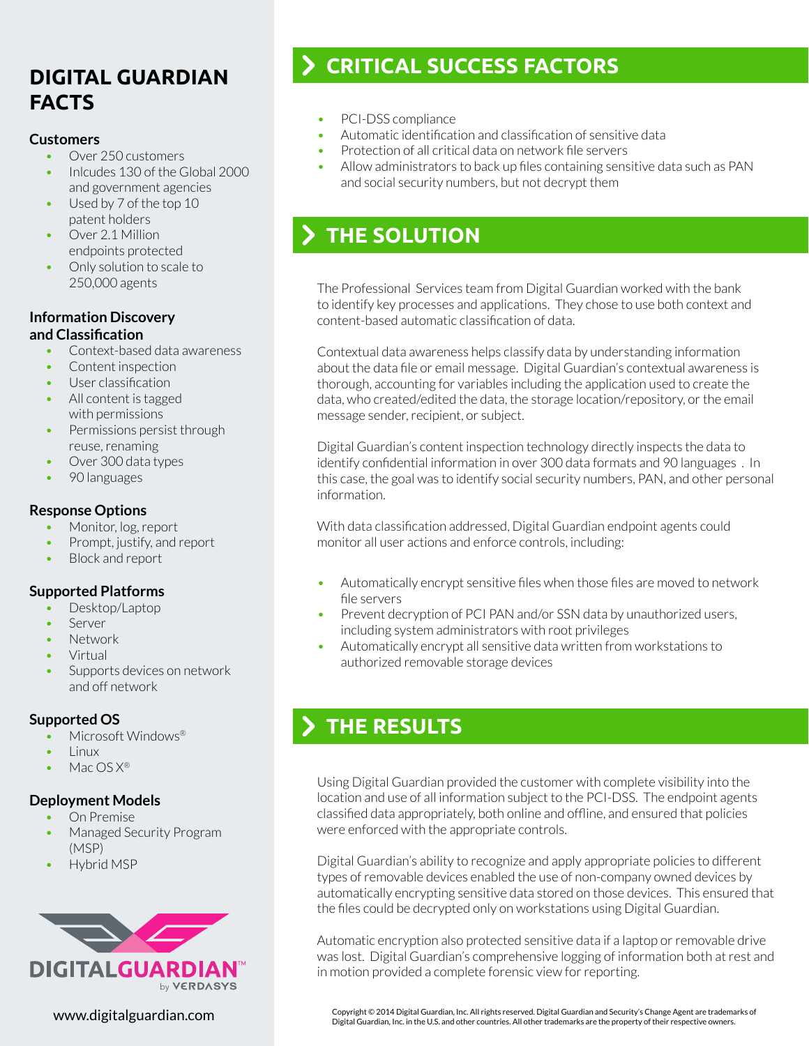## DIGITAL GUARDIAN FACTS

### Customers

- Over 250 customers
- Inlcudes 130 of the Global 2000 and government agencies
- Used by 7 of the top 10 patent holders
- Over 2.1 Million endpoints protected
- Only solution to scale to 250,000 agents

### Information Discovery and Classification

- Context-based data awareness
- Content inspection
- User classification
- All content is tagged with permissions
- Permissions persist through reuse, renaming
- Over 300 data types
- 90 languages

### Response Options

- Monitor, log, report
- Prompt, justify, and report
- Block and report

### Supported Platforms

- Desktop/Laptop
- Server
- Network
- Virtual
- Supports devices on network and off network

### Supported OS

- Microsoft Windows®
- Linux
- Mac OS X®

### Deployment Models

- On Premise
- Managed Security Program (MSP)
- Hybrid MSP

DIGITALGUARDIAN™ by VERDASYS

www.digitalguardian.com

## CRITICAL SUCCESS FACTORS

- PCI-DSS compliance
- Automatic identification and classification of sensitive data
- Protection of all critical data on network file servers
- Allow administrators to back up files containing sensitive data such as PAN and social security numbers, but not decrypt them

## THE SOLUTION

The Professional Services team from Digital Guardian worked with the bank to identify key processes and applications. They chose to use both context and content-based automatic classification of data.

Contextual data awareness helps classify data by understanding information about the data file or email message. Digital Guardian's contextual awareness is thorough, accounting for variables including the application used to create the data, who created/edited the data, the storage location/repository, or the email message sender, recipient, or subject.

Digital Guardian's content inspection technology directly inspects the data to identify confidential information in over 300 data formats and 90 languages . In this case, the goal was to identify social security numbers, PAN, and other personal information.

With data classification addressed, Digital Guardian endpoint agents could monitor all user actions and enforce controls, including:

- Automatically encrypt sensitive files when those files are moved to network file servers
- Prevent decryption of PCI PAN and/or SSN data by unauthorized users, including system administrators with root privileges
- Automatically encrypt all sensitive data written from workstations to authorized removable storage devices

## THE RESULTS

Using Digital Guardian provided the customer with complete visibility into the location and use of all information subject to the PCI-DSS. The endpoint agents classified data appropriately, both online and offline, and ensured that policies were enforced with the appropriate controls.

Digital Guardian's ability to recognize and apply appropriate policies to different types of removable devices enabled the use of non-company owned devices by automatically encrypting sensitive data stored on those devices. This ensured that the files could be decrypted only on workstations using Digital Guardian.

Automatic encryption also protected sensitive data if a laptop or removable drive was lost. Digital Guardian's comprehensive logging of information both at rest and in motion provided a complete forensic view for reporting.

Copyright © 2014 Digital Guardian, Inc. All rights reserved. Digital Guardian and Security's Change Agent are trademarks of Digital Guardian, Inc. in the U.S. and other countries. All other trademarks are the property of their respective owners.